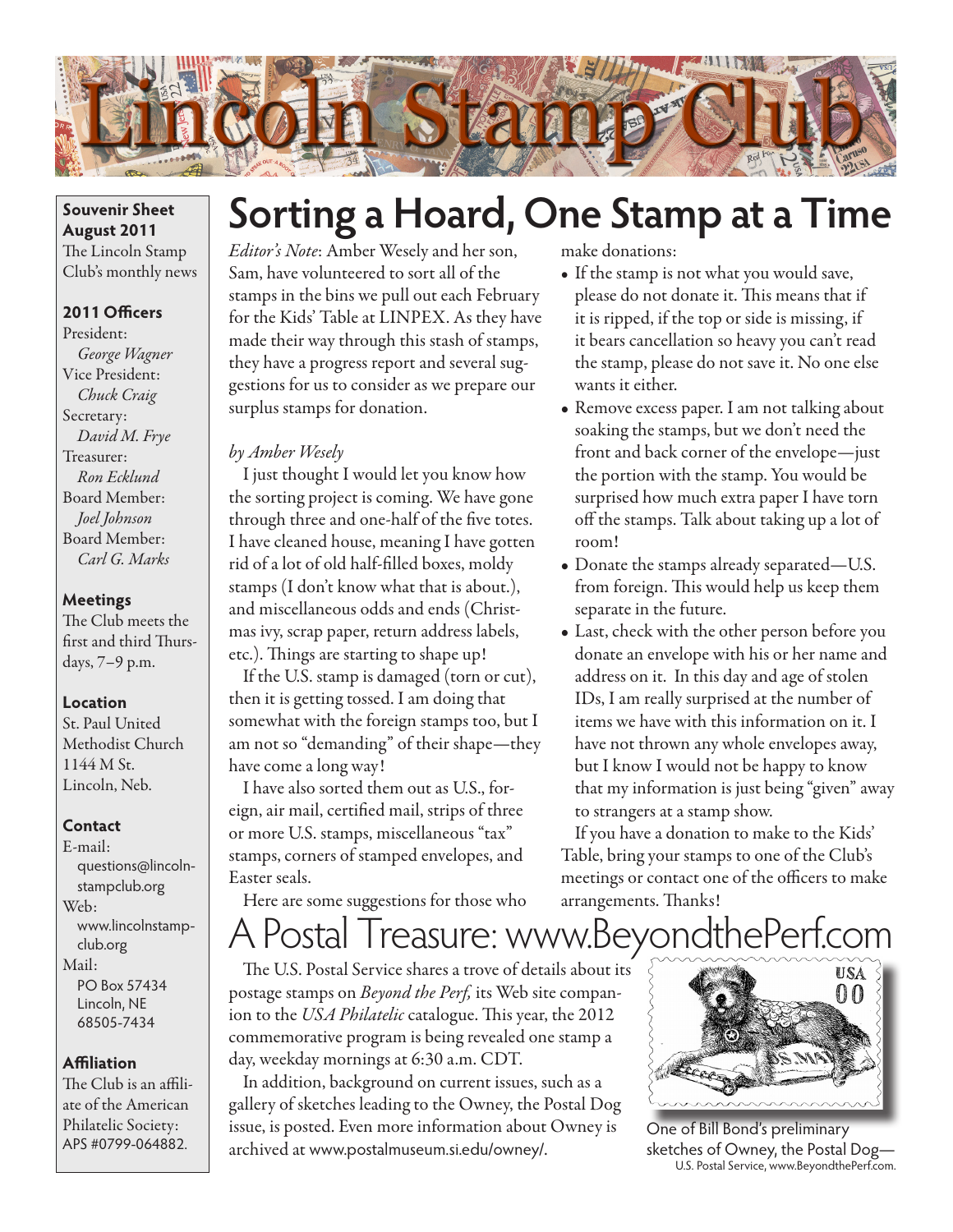# Lincoln Stamp Club

**Souvenir Sheet**
**August 2011**
The Lincoln Stamp Club's monthly news

**2011 Officers**

President:
*George Wagner*
Vice President:
*Chuck Craig*
Secretary:
*David M. Frye*
Treasurer:
*Ron Ecklund*
Board Member:
*Joel Johnson*
Board Member:
*Carl G. Marks*

**Meetings**

The Club meets the first and third Thursdays, 7–9 p.m.

**Location**

St. Paul United Methodist Church
1144 M St.
Lincoln, Neb.

**Contact**

E-mail:
questions@lincolnstampclub.org
Web:
www.lincolnstampclub.org
Mail:
PO Box 57434
Lincoln, NE
68505-7434

**Affiliation**

The Club is an affiliate of the American Philatelic Society: APS #0799-064882.

## Sorting a Hoard, One Stamp at a Time

*Editor's Note*: Amber Wesely and her son, Sam, have volunteered to sort all of the stamps in the bins we pull out each February for the Kids' Table at LINPEX. As they have made their way through this stash of stamps, they have a progress report and several suggestions for us to consider as we prepare our surplus stamps for donation.

*by Amber Wesely*

I just thought I would let you know how the sorting project is coming. We have gone through three and one-half of the five totes. I have cleaned house, meaning I have gotten rid of a lot of old half-filled boxes, moldy stamps (I don't know what that is about.), and miscellaneous odds and ends (Christmas ivy, scrap paper, return address labels, etc.). Things are starting to shape up!

If the U.S. stamp is damaged (torn or cut), then it is getting tossed. I am doing that somewhat with the foreign stamps too, but I am not so "demanding" of their shape—they have come a long way!

I have also sorted them out as U.S., foreign, air mail, certified mail, strips of three or more U.S. stamps, miscellaneous "tax" stamps, corners of stamped envelopes, and Easter seals.

Here are some suggestions for those who make donations:

- If the stamp is not what you would save, please do not donate it. This means that if it is ripped, if the top or side is missing, if it bears cancellation so heavy you can't read the stamp, please do not save it. No one else wants it either.
- Remove excess paper. I am not talking about soaking the stamps, but we don't need the front and back corner of the envelope—just the portion with the stamp. You would be surprised how much extra paper I have torn off the stamps. Talk about taking up a lot of room!
- Donate the stamps already separated—U.S. from foreign. This would help us keep them separate in the future.
- Last, check with the other person before you donate an envelope with his or her name and address on it. In this day and age of stolen IDs, I am really surprised at the number of items we have with this information on it. I have not thrown any whole envelopes away, but I know I would not be happy to know that my information is just being "given" away to strangers at a stamp show.

If you have a donation to make to the Kids' Table, bring your stamps to one of the Club's meetings or contact one of the officers to make arrangements. Thanks!

## A Postal Treasure: www.BeyondthePerf.com

The U.S. Postal Service shares a trove of details about its postage stamps on *Beyond the Perf,* its Web site companion to the *USA Philatelic* catalogue. This year, the 2012 commemorative program is being revealed one stamp a day, weekday mornings at 6:30 a.m. CDT.

In addition, background on current issues, such as a gallery of sketches leading to the Owney, the Postal Dog issue, is posted. Even more information about Owney is archived at www.postalmuseum.si.edu/owney/.

One of Bill Bond's preliminary sketches of Owney, the Postal Dog—U.S. Postal Service, www.BeyondthePerf.com.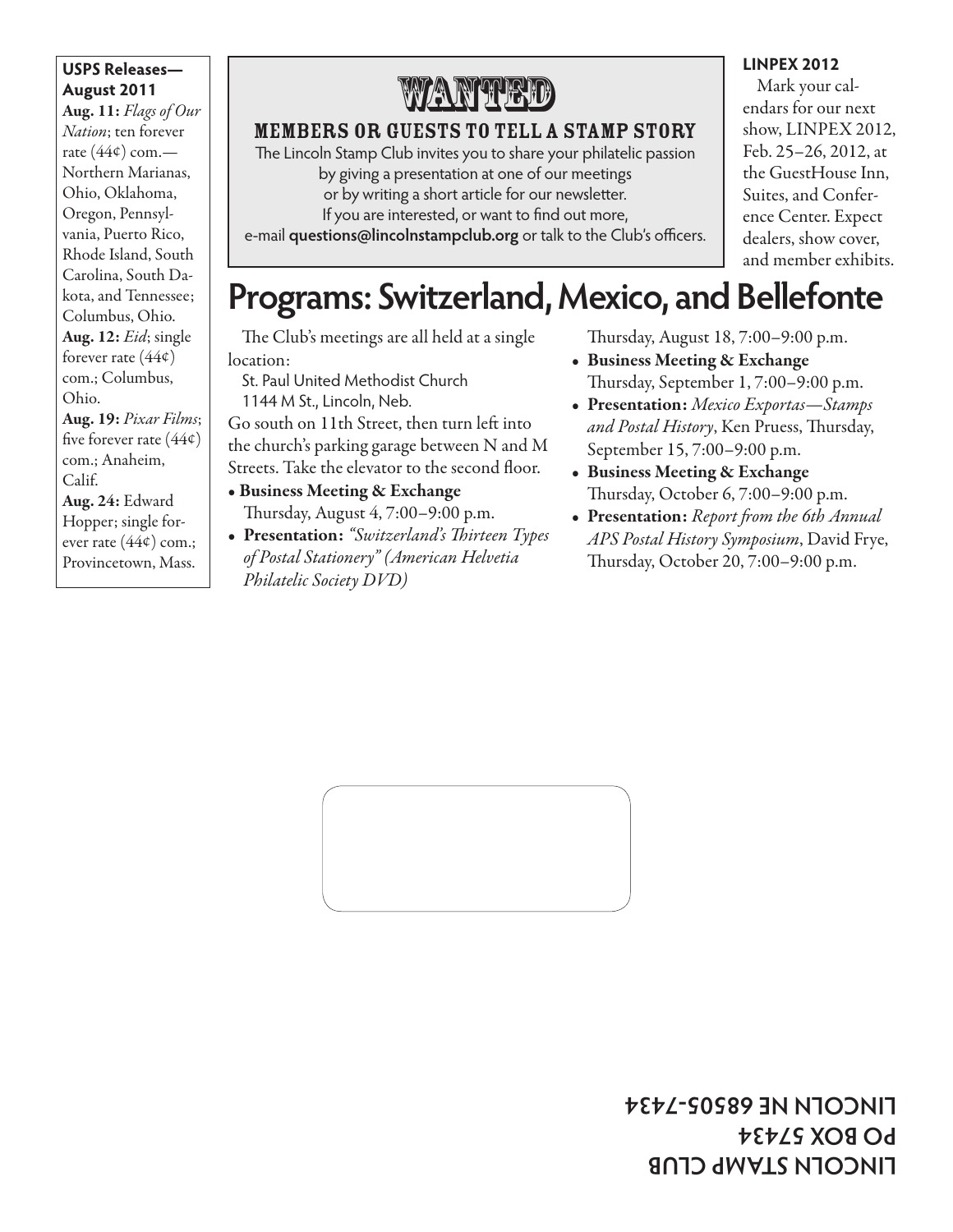**USPS Releases—August 2011**

**Aug. 11:** *Flags of Our Nation*; ten forever rate (44¢) com.—Northern Marianas, Ohio, Oklahoma, Oregon, Pennsylvania, Puerto Rico, Rhode Island, South Carolina, South Dakota, and Tennessee; Columbus, Ohio.

**Aug. 12:** *Eid*; single forever rate (44¢) com.; Columbus, Ohio.

**Aug. 19:** *Pixar Films*; five forever rate (44¢) com.; Anaheim, Calif.

**Aug. 24:** Edward Hopper; single forever rate (44¢) com.; Provincetown, Mass.

## WANTED

### MEMBERS OR GUESTS TO TELL A STAMP STORY

The Lincoln Stamp Club invites you to share your philatelic passion by giving a presentation at one of our meetings or by writing a short article for our newsletter. If you are interested, or want to find out more, e-mail **questions@lincolnstampclub.org** or talk to the Club's officers.

**LINPEX 2012**

Mark your calendars for our next show, LINPEX 2012, Feb. 25–26, 2012, at the GuestHouse Inn, Suites, and Conference Center. Expect dealers, show cover, and member exhibits.

# Programs: Switzerland, Mexico, and Bellefonte

The Club's meetings are all held at a single location:

St. Paul United Methodist Church
1144 M St., Lincoln, Neb.

Go south on 11th Street, then turn left into the church's parking garage between N and M Streets. Take the elevator to the second floor.

- **Business Meeting & Exchange**
  Thursday, August 4, 7:00–9:00 p.m.
- **Presentation:** *"Switzerland's Thirteen Types of Postal Stationery" (American Helvetia Philatelic Society DVD)*
  Thursday, August 18, 7:00–9:00 p.m.
- **Business Meeting & Exchange**
  Thursday, September 1, 7:00–9:00 p.m.
- **Presentation:** *Mexico Exportas—Stamps and Postal History*, Ken Pruess, Thursday, September 15, 7:00–9:00 p.m.
- **Business Meeting & Exchange**
  Thursday, October 6, 7:00–9:00 p.m.
- **Presentation:** *Report from the 6th Annual APS Postal History Symposium*, David Frye, Thursday, October 20, 7:00–9:00 p.m.

**LINCOLN STAMP CLUB**
**PO BOX 57434**
**LINCOLN NE 68505-7434**